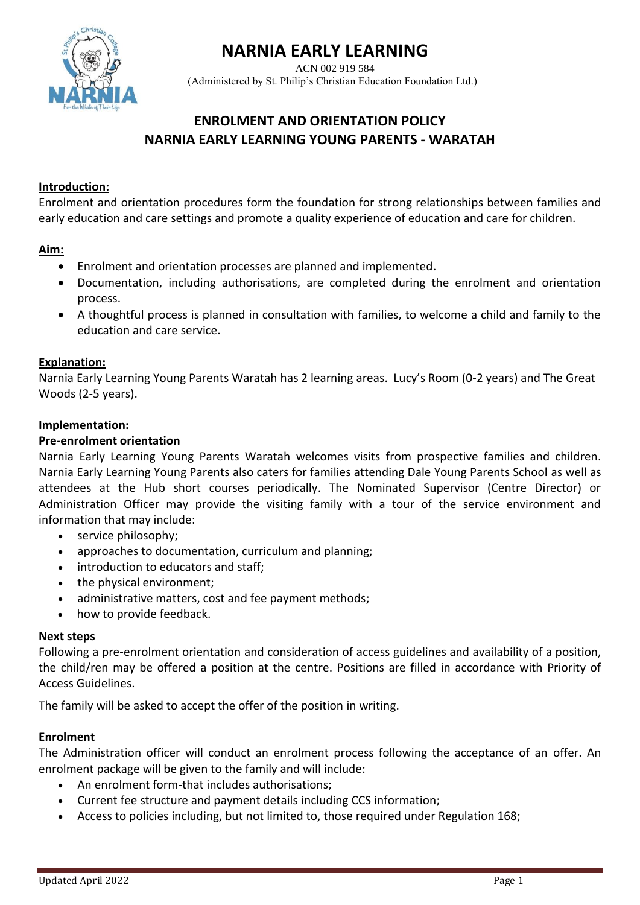# NARNIA EARLY LEARNING

ACN 002 919 584

(Administered by St. Philip's Christian Education Foundation Ltd.)

## ENROLMENT AND ORIENTATION POLICY
## NARNIA EARLY LEARNING YOUNG PARENTS - WARATAH

**Introduction:**

Enrolment and orientation procedures form the foundation for strong relationships between families and early education and care settings and promote a quality experience of education and care for children.

**Aim:**

- Enrolment and orientation processes are planned and implemented.
- Documentation, including authorisations, are completed during the enrolment and orientation process.
- A thoughtful process is planned in consultation with families, to welcome a child and family to the education and care service.

**Explanation:**

Narnia Early Learning Young Parents Waratah has 2 learning areas. Lucy's Room (0-2 years) and The Great Woods (2-5 years).

**Implementation:**

**Pre-enrolment orientation**

Narnia Early Learning Young Parents Waratah welcomes visits from prospective families and children. Narnia Early Learning Young Parents also caters for families attending Dale Young Parents School as well as attendees at the Hub short courses periodically. The Nominated Supervisor (Centre Director) or Administration Officer may provide the visiting family with a tour of the service environment and information that may include:

- service philosophy;
- approaches to documentation, curriculum and planning;
- introduction to educators and staff;
- the physical environment;
- administrative matters, cost and fee payment methods;
- how to provide feedback.

**Next steps**

Following a pre-enrolment orientation and consideration of access guidelines and availability of a position, the child/ren may be offered a position at the centre. Positions are filled in accordance with Priority of Access Guidelines.

The family will be asked to accept the offer of the position in writing.

**Enrolment**

The Administration officer will conduct an enrolment process following the acceptance of an offer. An enrolment package will be given to the family and will include:

- An enrolment form-that includes authorisations;
- Current fee structure and payment details including CCS information;
- Access to policies including, but not limited to, those required under Regulation 168;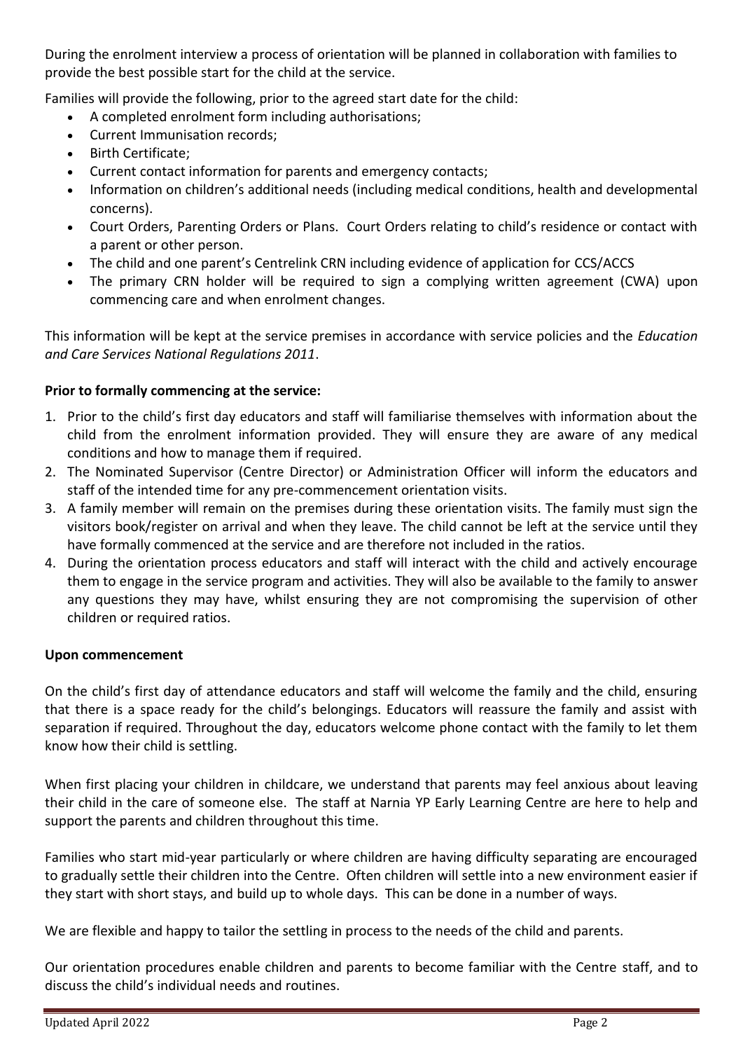During the enrolment interview a process of orientation will be planned in collaboration with families to provide the best possible start for the child at the service.

Families will provide the following, prior to the agreed start date for the child:

- A completed enrolment form including authorisations;
- Current Immunisation records;
- Birth Certificate;
- Current contact information for parents and emergency contacts;
- Information on children's additional needs (including medical conditions, health and developmental concerns).
- Court Orders, Parenting Orders or Plans. Court Orders relating to child's residence or contact with a parent or other person.
- The child and one parent's Centrelink CRN including evidence of application for CCS/ACCS
- The primary CRN holder will be required to sign a complying written agreement (CWA) upon commencing care and when enrolment changes.

This information will be kept at the service premises in accordance with service policies and the *Education and Care Services National Regulations 2011*.

**Prior to formally commencing at the service:**

1. Prior to the child's first day educators and staff will familiarise themselves with information about the child from the enrolment information provided. They will ensure they are aware of any medical conditions and how to manage them if required.
2. The Nominated Supervisor (Centre Director) or Administration Officer will inform the educators and staff of the intended time for any pre-commencement orientation visits.
3. A family member will remain on the premises during these orientation visits. The family must sign the visitors book/register on arrival and when they leave. The child cannot be left at the service until they have formally commenced at the service and are therefore not included in the ratios.
4. During the orientation process educators and staff will interact with the child and actively encourage them to engage in the service program and activities. They will also be available to the family to answer any questions they may have, whilst ensuring they are not compromising the supervision of other children or required ratios.

**Upon commencement**

On the child's first day of attendance educators and staff will welcome the family and the child, ensuring that there is a space ready for the child's belongings. Educators will reassure the family and assist with separation if required. Throughout the day, educators welcome phone contact with the family to let them know how their child is settling.

When first placing your children in childcare, we understand that parents may feel anxious about leaving their child in the care of someone else. The staff at Narnia YP Early Learning Centre are here to help and support the parents and children throughout this time.

Families who start mid-year particularly or where children are having difficulty separating are encouraged to gradually settle their children into the Centre. Often children will settle into a new environment easier if they start with short stays, and build up to whole days. This can be done in a number of ways.

We are flexible and happy to tailor the settling in process to the needs of the child and parents.

Our orientation procedures enable children and parents to become familiar with the Centre staff, and to discuss the child's individual needs and routines.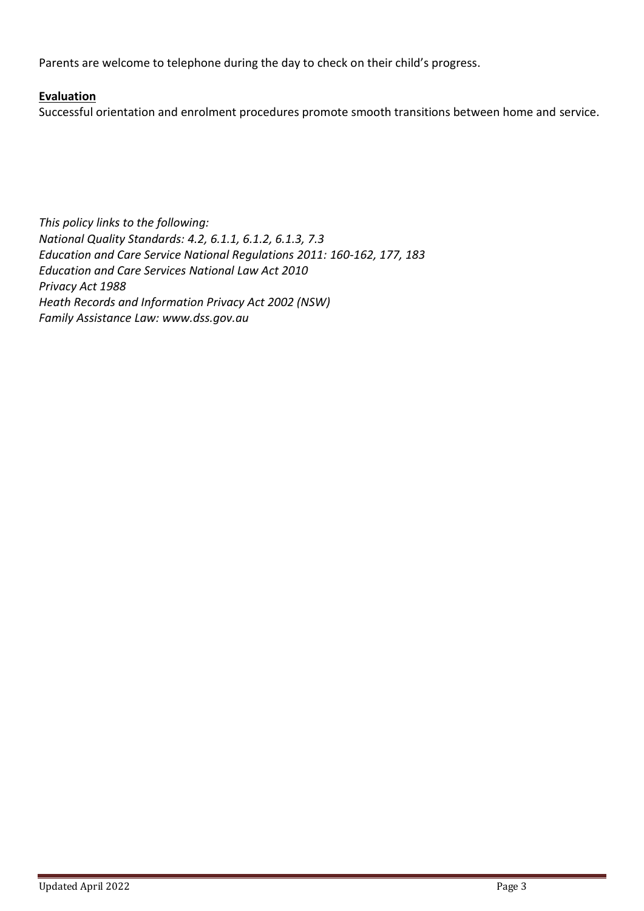Parents are welcome to telephone during the day to check on their child's progress.

**Evaluation**

Successful orientation and enrolment procedures promote smooth transitions between home and service.

*This policy links to the following:*
*National Quality Standards: 4.2, 6.1.1, 6.1.2, 6.1.3, 7.3*
*Education and Care Service National Regulations 2011: 160-162, 177, 183*
*Education and Care Services National Law Act 2010*
*Privacy Act 1988*
*Heath Records and Information Privacy Act 2002 (NSW)*
*Family Assistance Law: www.dss.gov.au*